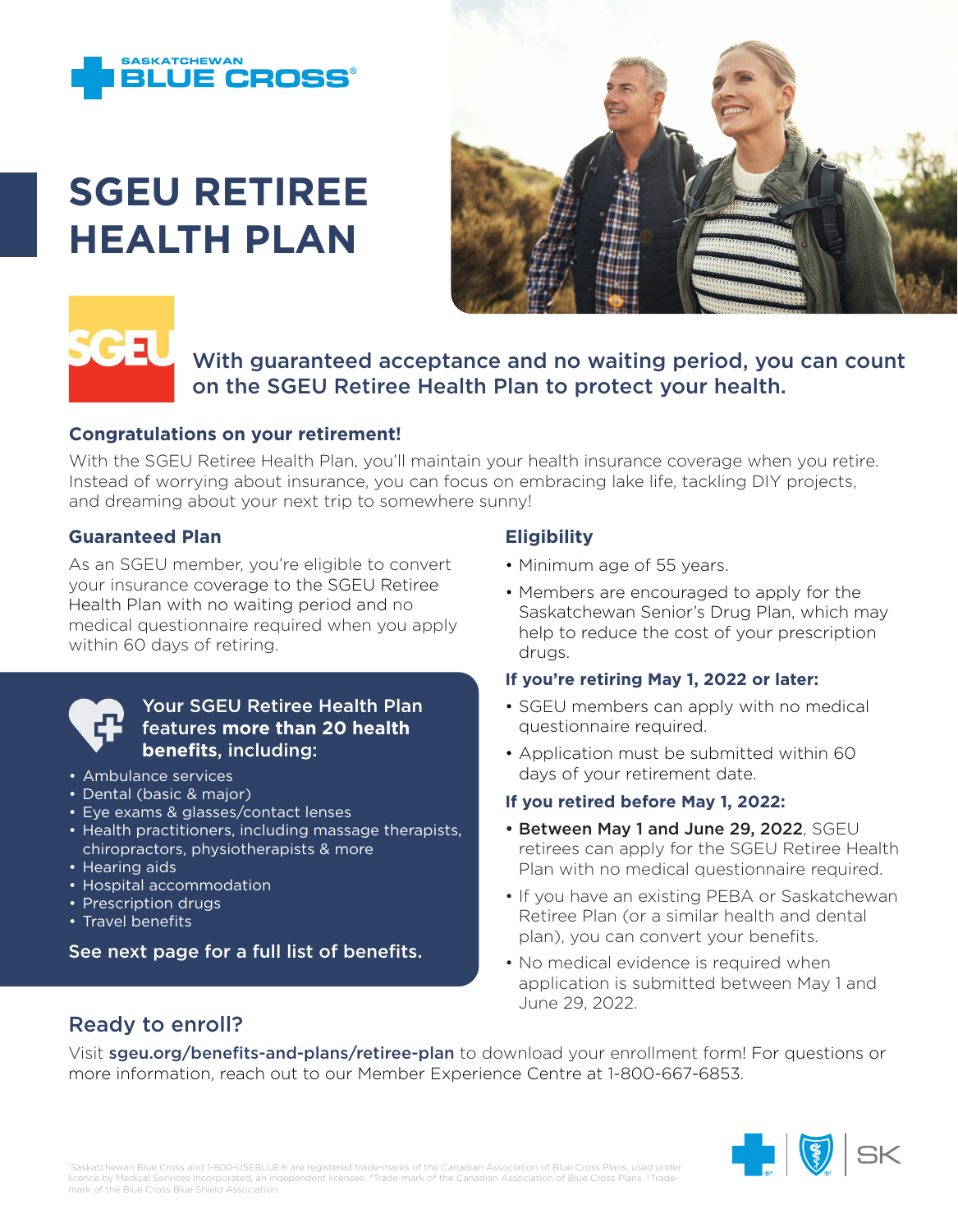SASKATCHEWAN BLUE CROSS®

# SGEU RETIREE HEALTH PLAN

**With guaranteed acceptance and no waiting period, you can count on the SGEU Retiree Health Plan to protect your health.**

### Congratulations on your retirement!

With the SGEU Retiree Health Plan, you'll maintain your health insurance coverage when you retire. Instead of worrying about insurance, you can focus on embracing lake life, tackling DIY projects, and dreaming about your next trip to somewhere sunny!

### Guaranteed Plan

As an SGEU member, you're eligible to convert your insurance coverage to the SGEU Retiree Health Plan with no waiting period and no medical questionnaire required when you apply within 60 days of retiring.

**Your SGEU Retiree Health Plan features more than 20 health benefits, including:**

- Ambulance services
- Dental (basic & major)
- Eye exams & glasses/contact lenses
- Health practitioners, including massage therapists, chiropractors, physiotherapists & more
- Hearing aids
- Hospital accommodation
- Prescription drugs
- Travel benefits

**See next page for a full list of benefits.**

### Eligibility

- Minimum age of 55 years.
- Members are encouraged to apply for the Saskatchewan Senior's Drug Plan, which may help to reduce the cost of your prescription drugs.

**If you're retiring May 1, 2022 or later:**

- SGEU members can apply with no medical questionnaire required.
- Application must be submitted within 60 days of your retirement date.

**If you retired before May 1, 2022:**

- **Between May 1 and June 29, 2022**, SGEU retirees can apply for the SGEU Retiree Health Plan with no medical questionnaire required.
- If you have an existing PEBA or Saskatchewan Retiree Plan (or a similar health and dental plan), you can convert your benefits.
- No medical evidence is required when application is submitted between May 1 and June 29, 2022.

## Ready to enroll?

Visit **sgeu.org/benefits-and-plans/retiree-plan** to download your enrollment form! For questions or more information, reach out to our Member Experience Centre at 1-800-667-6853.

®Saskatchewan Blue Cross and 1-800-USEBLUE® are registered trade-marks of the Canadian Association of Blue Cross Plans, used under licence by Medical Services Incorporated, an independent licensee. *Trade-mark of the Canadian Association of Blue Cross Plans. †Trade-mark of the Blue Cross Blue Shield Association.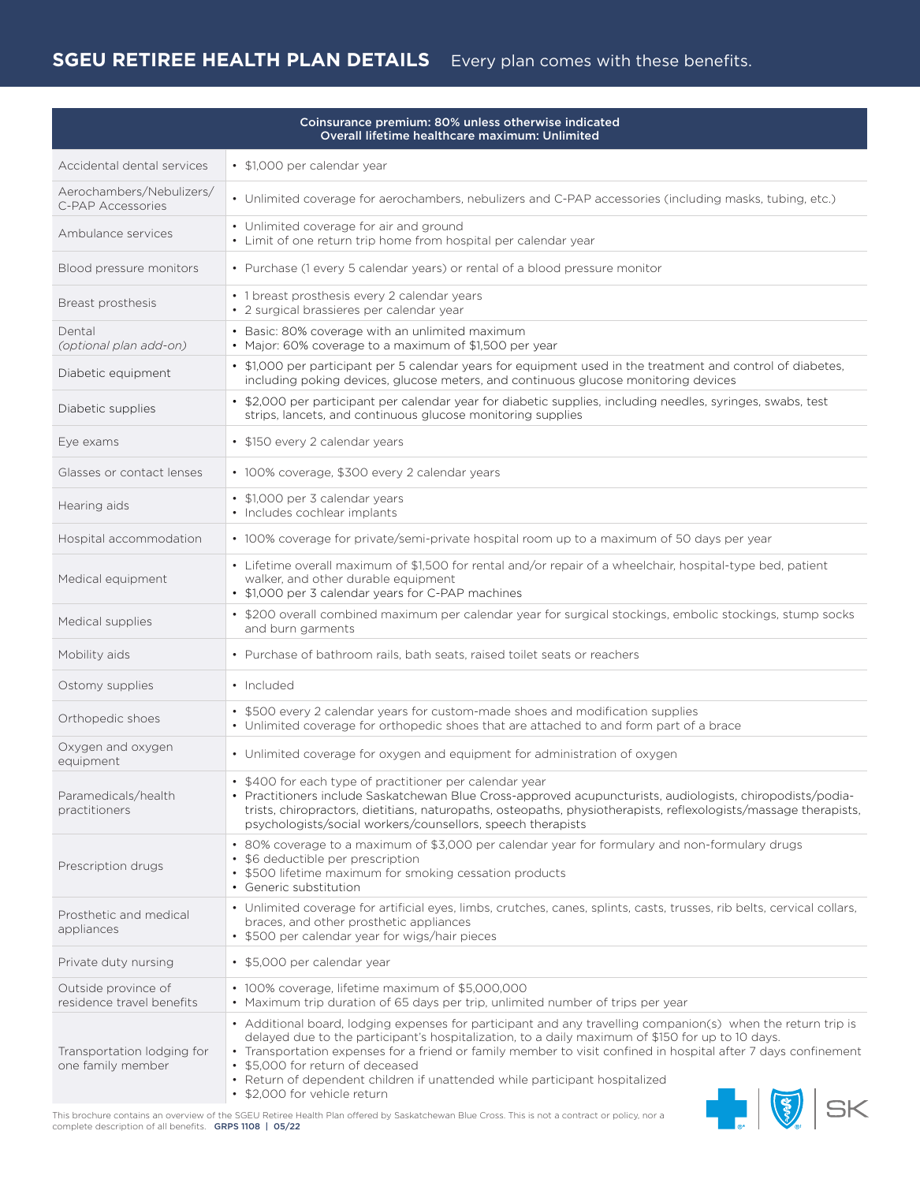# SGEU RETIREE HEALTH PLAN DETAILS

Every plan comes with these benefits.

| Coinsurance premium: 80% unless otherwise indicated<br>Overall lifetime healthcare maximum: Unlimited | |
|---|---|
| Accidental dental services | • $1,000 per calendar year |
| Aerochambers/Nebulizers/ C-PAP Accessories | • Unlimited coverage for aerochambers, nebulizers and C-PAP accessories (including masks, tubing, etc.) |
| Ambulance services | • Unlimited coverage for air and ground<br>• Limit of one return trip home from hospital per calendar year |
| Blood pressure monitors | • Purchase (1 every 5 calendar years) or rental of a blood pressure monitor |
| Breast prosthesis | • 1 breast prosthesis every 2 calendar years<br>• 2 surgical brassieres per calendar year |
| Dental *(optional plan add-on)* | • Basic: 80% coverage with an unlimited maximum<br>• Major: 60% coverage to a maximum of $1,500 per year |
| Diabetic equipment | • $1,000 per participant per 5 calendar years for equipment used in the treatment and control of diabetes, including poking devices, glucose meters, and continuous glucose monitoring devices |
| Diabetic supplies | • $2,000 per participant per calendar year for diabetic supplies, including needles, syringes, swabs, test strips, lancets, and continuous glucose monitoring supplies |
| Eye exams | • $150 every 2 calendar years |
| Glasses or contact lenses | • 100% coverage, $300 every 2 calendar years |
| Hearing aids | • $1,000 per 3 calendar years<br>• Includes cochlear implants |
| Hospital accommodation | • 100% coverage for private/semi-private hospital room up to a maximum of 50 days per year |
| Medical equipment | • Lifetime overall maximum of $1,500 for rental and/or repair of a wheelchair, hospital-type bed, patient walker, and other durable equipment<br>• $1,000 per 3 calendar years for C-PAP machines |
| Medical supplies | • $200 overall combined maximum per calendar year for surgical stockings, embolic stockings, stump socks and burn garments |
| Mobility aids | • Purchase of bathroom rails, bath seats, raised toilet seats or reachers |
| Ostomy supplies | • Included |
| Orthopedic shoes | • $500 every 2 calendar years for custom-made shoes and modification supplies<br>• Unlimited coverage for orthopedic shoes that are attached to and form part of a brace |
| Oxygen and oxygen equipment | • Unlimited coverage for oxygen and equipment for administration of oxygen |
| Paramedicals/health practitioners | • $400 for each type of practitioner per calendar year<br>• Practitioners include Saskatchewan Blue Cross-approved acupuncturists, audiologists, chiropodists/podiatrists, chiropractors, dietitians, naturopaths, osteopaths, physiotherapists, reflexologists/massage therapists, psychologists/social workers/counsellors, speech therapists |
| Prescription drugs | • 80% coverage to a maximum of $3,000 per calendar year for formulary and non-formulary drugs<br>• $6 deductible per prescription<br>• $500 lifetime maximum for smoking cessation products<br>• Generic substitution |
| Prosthetic and medical appliances | • Unlimited coverage for artificial eyes, limbs, crutches, canes, splints, casts, trusses, rib belts, cervical collars, braces, and other prosthetic appliances<br>• $500 per calendar year for wigs/hair pieces |
| Private duty nursing | • $5,000 per calendar year |
| Outside province of residence travel benefits | • 100% coverage, lifetime maximum of $5,000,000<br>• Maximum trip duration of 65 days per trip, unlimited number of trips per year |
| Transportation lodging for one family member | • Additional board, lodging expenses for participant and any travelling companion(s) when the return trip is delayed due to the participant's hospitalization, to a daily maximum of $150 for up to 10 days.<br>• Transportation expenses for a friend or family member to visit confined in hospital after 7 days confinement<br>• $5,000 for return of deceased<br>• Return of dependent children if unattended while participant hospitalized<br>• $2,000 for vehicle return |

This brochure contains an overview of the SGEU Retiree Health Plan offered by Saskatchewan Blue Cross. This is not a contract or policy, nor a complete description of all benefits. **GRPS 1108 | 05/22**